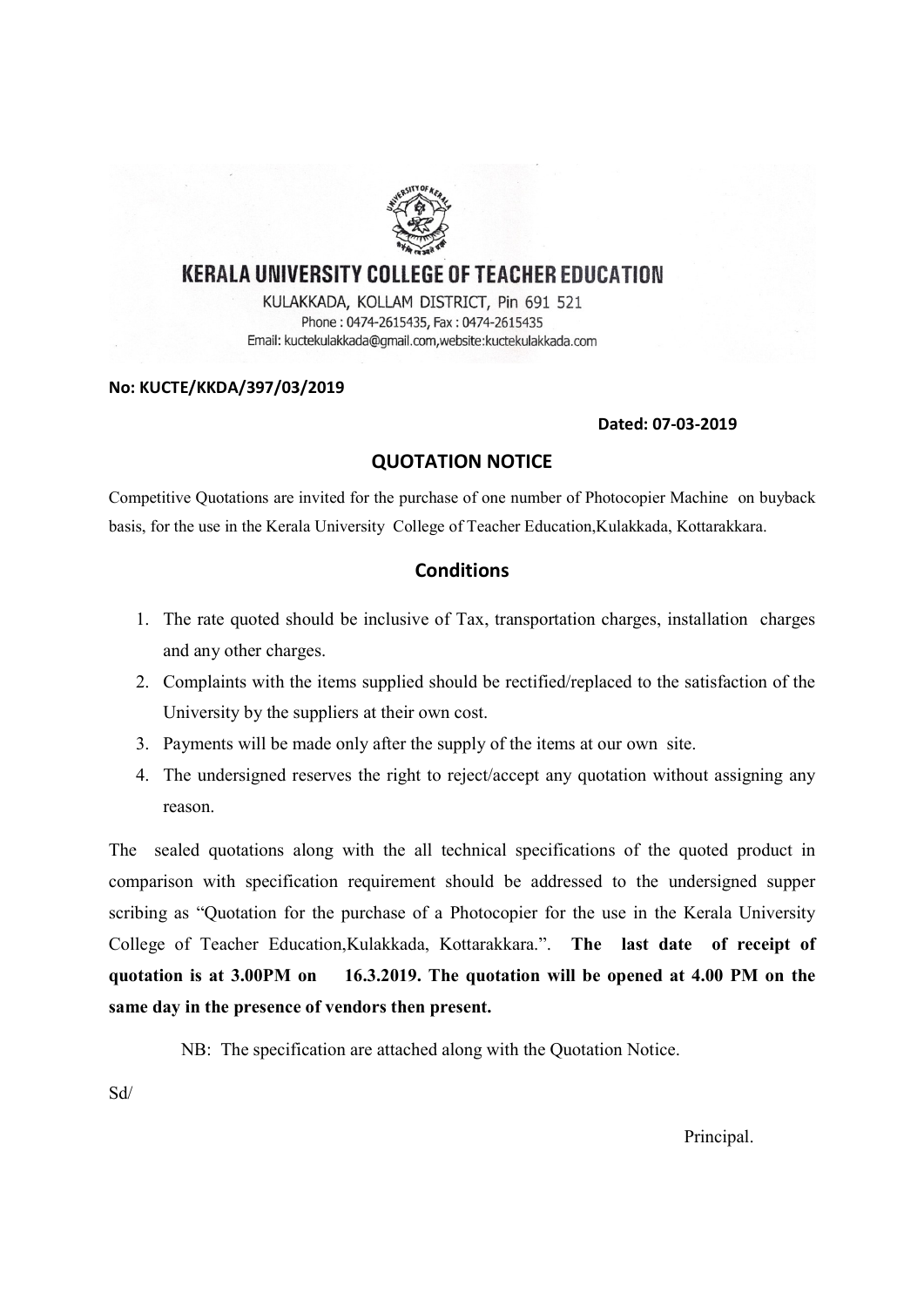# KERALA UNIVERSITY COLLEGE OF TEACHER EDUCATION

KULAKKADA, KOLLAM DISTRICT, Pin 691 521
Phone : 0474-2615435, Fax : 0474-2615435
Email: kuctekulakkada@gmail.com,website:kuctekulakkada.com

**No: KUCTE/KKDA/397/03/2019**

**Dated: 07-03-2019**

## QUOTATION NOTICE

Competitive Quotations are invited for the purchase of one number of Photocopier Machine on buyback basis, for the use in the Kerala University College of Teacher Education,Kulakkada, Kottarakkara.

## Conditions

1. The rate quoted should be inclusive of Tax, transportation charges, installation charges and any other charges.
2. Complaints with the items supplied should be rectified/replaced to the satisfaction of the University by the suppliers at their own cost.
3. Payments will be made only after the supply of the items at our own site.
4. The undersigned reserves the right to reject/accept any quotation without assigning any reason.

The sealed quotations along with the all technical specifications of the quoted product in comparison with specification requirement should be addressed to the undersigned supper scribing as "Quotation for the purchase of a Photocopier for the use in the Kerala University College of Teacher Education,Kulakkada, Kottarakkara.". **The last date of receipt of quotation is at 3.00PM on 16.3.2019. The quotation will be opened at 4.00 PM on the same day in the presence of vendors then present.**

NB: The specification are attached along with the Quotation Notice.

Sd/

Principal.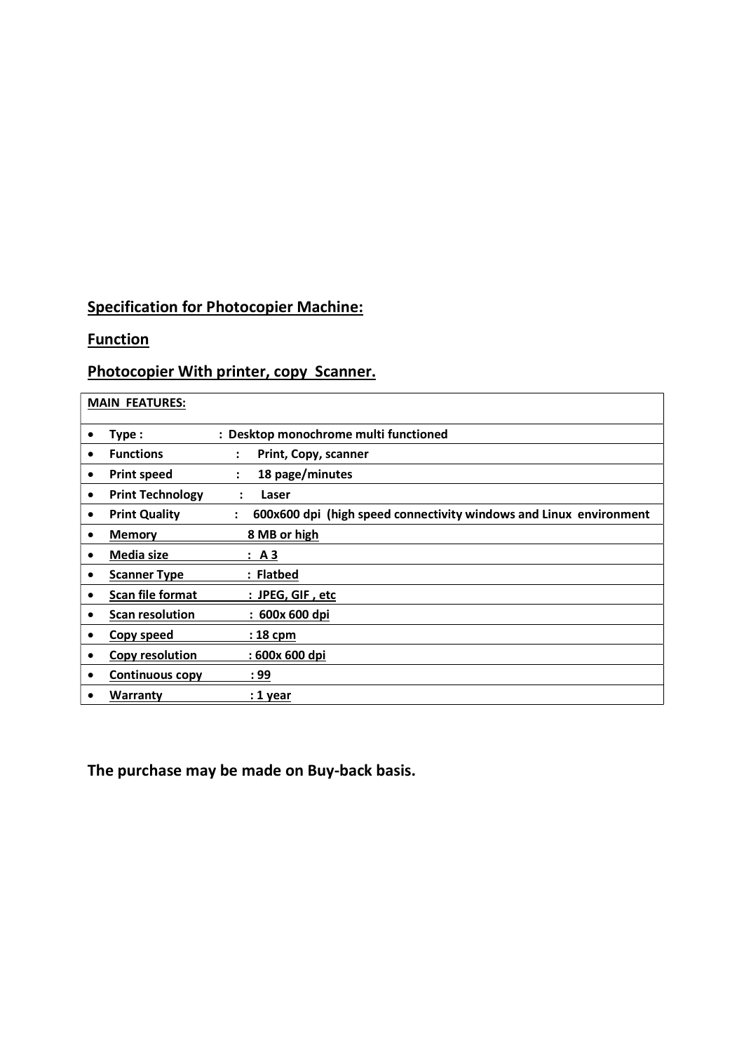## **Specification for Photocopier Machine:**

## **Function**

## **Photocopier With printer, copy Scanner.**

| **MAIN FEATURES:** | |
|---|---|
| • **Type :** | **: Desktop monochrome multi functioned** |
| • **Functions** | **: Print, Copy, scanner** |
| • **Print speed** | **: 18 page/minutes** |
| • **Print Technology** | **: Laser** |
| • **Print Quality** | **: 600x600 dpi (high speed connectivity windows and Linux environment** |
| • **Memory** | **8 MB or high** |
| • **Media size** | **: A 3** |
| • **Scanner Type** | **: Flatbed** |
| • **Scan file format** | **: JPEG, GIF , etc** |
| • **Scan resolution** | **: 600x 600 dpi** |
| • **Copy speed** | **: 18 cpm** |
| • **Copy resolution** | **: 600x 600 dpi** |
| • **Continuous copy** | **: 99** |
| • **Warranty** | **: 1 year** |

**The purchase may be made on Buy-back basis.**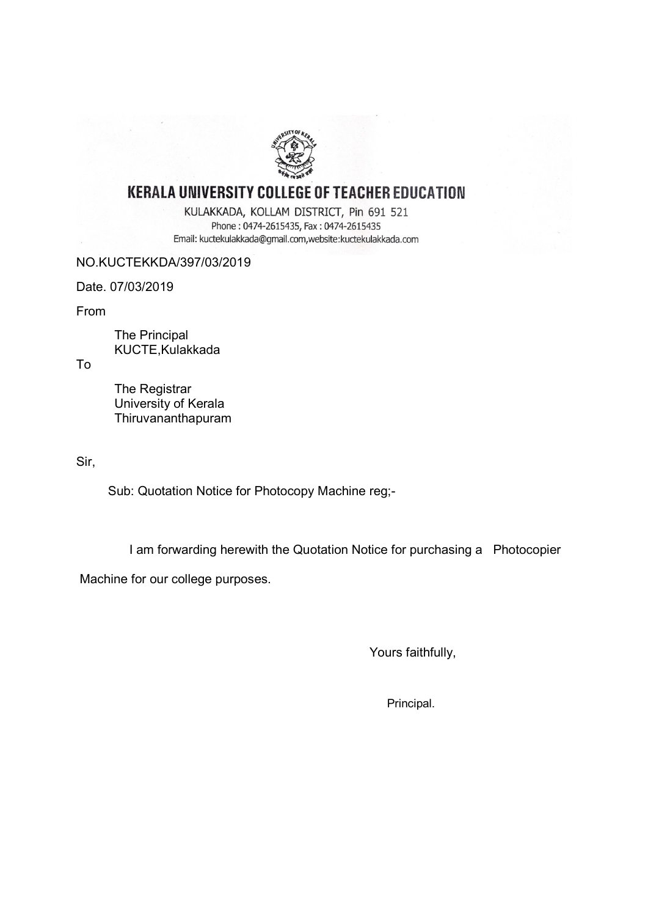# KERALA UNIVERSITY COLLEGE OF TEACHER EDUCATION

KULAKKADA, KOLLAM DISTRICT, Pin 691 521

Phone : 0474-2615435, Fax : 0474-2615435

Email: kuctekulakkada@gmail.com,website:kuctekulakkada.com

NO.KUCTEKKDA/397/03/2019

Date. 07/03/2019

From

The Principal
KUCTE,Kulakkada

To

The Registrar
University of Kerala
Thiruvananthapuram

Sir,

Sub: Quotation Notice for Photocopy Machine reg;-

I am forwarding herewith the Quotation Notice for purchasing a Photocopier Machine for our college purposes.

Yours faithfully,

Principal.